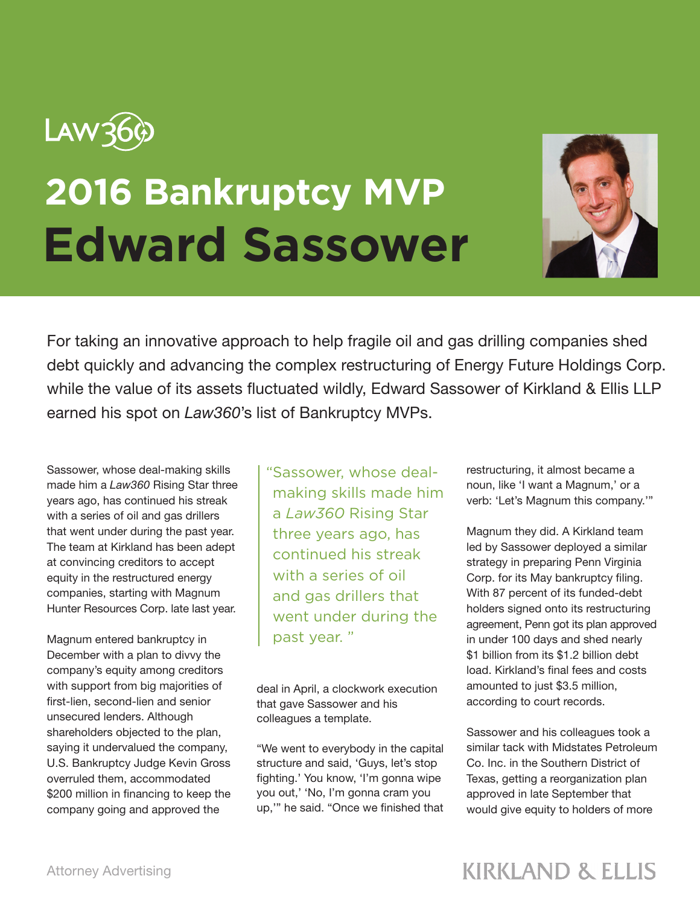Law360

# 2016 Bankruptcy MVP

# Edward Sassower

For taking an innovative approach to help fragile oil and gas drilling companies shed debt quickly and advancing the complex restructuring of Energy Future Holdings Corp. while the value of its assets fluctuated wildly, Edward Sassower of Kirkland & Ellis LLP earned his spot on *Law360*'s list of Bankruptcy MVPs.

Sassower, whose deal-making skills made him a *Law360* Rising Star three years ago, has continued his streak with a series of oil and gas drillers that went under during the past year. The team at Kirkland has been adept at convincing creditors to accept equity in the restructured energy companies, starting with Magnum Hunter Resources Corp. late last year.

Magnum entered bankruptcy in December with a plan to divvy the company's equity among creditors with support from big majorities of first-lien, second-lien and senior unsecured lenders. Although shareholders objected to the plan, saying it undervalued the company, U.S. Bankruptcy Judge Kevin Gross overruled them, accommodated $200 million in financing to keep the company going and approved the deal in April, a clockwork execution that gave Sassower and his colleagues a template.

> "Sassower, whose deal-making skills made him a *Law360* Rising Star three years ago, has continued his streak with a series of oil and gas drillers that went under during the past year."

"We went to everybody in the capital structure and said, 'Guys, let's stop fighting.' You know, 'I'm gonna wipe you out,' 'No, I'm gonna cram you up,'" he said. "Once we finished that restructuring, it almost became a noun, like 'I want a Magnum,' or a verb: 'Let's Magnum this company.'"

Magnum they did. A Kirkland team led by Sassower deployed a similar strategy in preparing Penn Virginia Corp. for its May bankruptcy filing. With 87 percent of its funded-debt holders signed onto its restructuring agreement, Penn got its plan approved in under 100 days and shed nearly $1 billion from its $1.2 billion debt load. Kirkland's final fees and costs amounted to just $3.5 million, according to court records.

Sassower and his colleagues took a similar tack with Midstates Petroleum Co. Inc. in the Southern District of Texas, getting a reorganization plan approved in late September that would give equity to holders of more

Attorney Advertising

KIRKLAND & ELLIS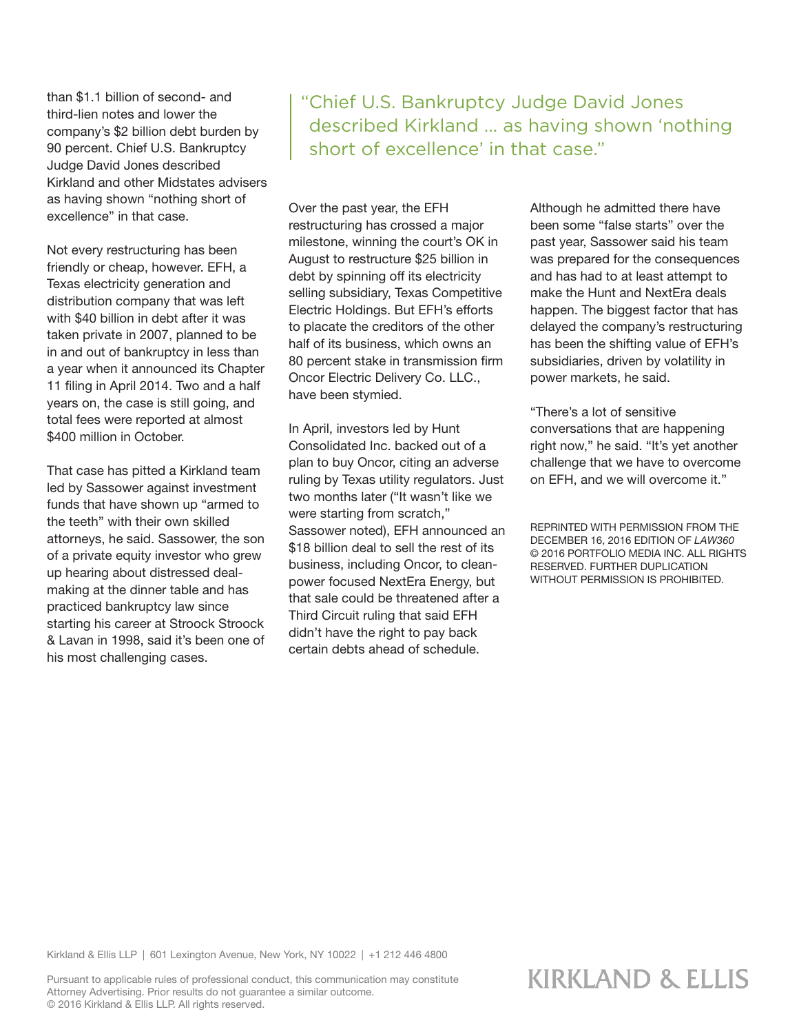than $1.1 billion of second- and third-lien notes and lower the company's $2 billion debt burden by 90 percent. Chief U.S. Bankruptcy Judge David Jones described Kirkland and other Midstates advisers as having shown "nothing short of excellence" in that case.

> "Chief U.S. Bankruptcy Judge David Jones described Kirkland … as having shown 'nothing short of excellence' in that case."

Not every restructuring has been friendly or cheap, however. EFH, a Texas electricity generation and distribution company that was left with $40 billion in debt after it was taken private in 2007, planned to be in and out of bankruptcy in less than a year when it announced its Chapter 11 filing in April 2014. Two and a half years on, the case is still going, and total fees were reported at almost $400 million in October.

That case has pitted a Kirkland team led by Sassower against investment funds that have shown up "armed to the teeth" with their own skilled attorneys, he said. Sassower, the son of a private equity investor who grew up hearing about distressed deal-making at the dinner table and has practiced bankruptcy law since starting his career at Stroock Stroock & Lavan in 1998, said it's been one of his most challenging cases.

Over the past year, the EFH restructuring has crossed a major milestone, winning the court's OK in August to restructure $25 billion in debt by spinning off its electricity selling subsidiary, Texas Competitive Electric Holdings. But EFH's efforts to placate the creditors of the other half of its business, which owns an 80 percent stake in transmission firm Oncor Electric Delivery Co. LLC., have been stymied.

In April, investors led by Hunt Consolidated Inc. backed out of a plan to buy Oncor, citing an adverse ruling by Texas utility regulators. Just two months later ("It wasn't like we were starting from scratch," Sassower noted), EFH announced an $18 billion deal to sell the rest of its business, including Oncor, to clean-power focused NextEra Energy, but that sale could be threatened after a Third Circuit ruling that said EFH didn't have the right to pay back certain debts ahead of schedule.

Although he admitted there have been some "false starts" over the past year, Sassower said his team was prepared for the consequences and has had to at least attempt to make the Hunt and NextEra deals happen. The biggest factor that has delayed the company's restructuring has been the shifting value of EFH's subsidiaries, driven by volatility in power markets, he said.

"There's a lot of sensitive conversations that are happening right now," he said. "It's yet another challenge that we have to overcome on EFH, and we will overcome it."

REPRINTED WITH PERMISSION FROM THE DECEMBER 16, 2016 EDITION OF *LAW360* © 2016 PORTFOLIO MEDIA INC. ALL RIGHTS RESERVED. FURTHER DUPLICATION WITHOUT PERMISSION IS PROHIBITED.

Kirkland & Ellis LLP | 601 Lexington Avenue, New York, NY 10022 | +1 212 446 4800

Pursuant to applicable rules of professional conduct, this communication may constitute Attorney Advertising. Prior results do not guarantee a similar outcome.
© 2016 Kirkland & Ellis LLP. All rights reserved.

KIRKLAND & ELLIS